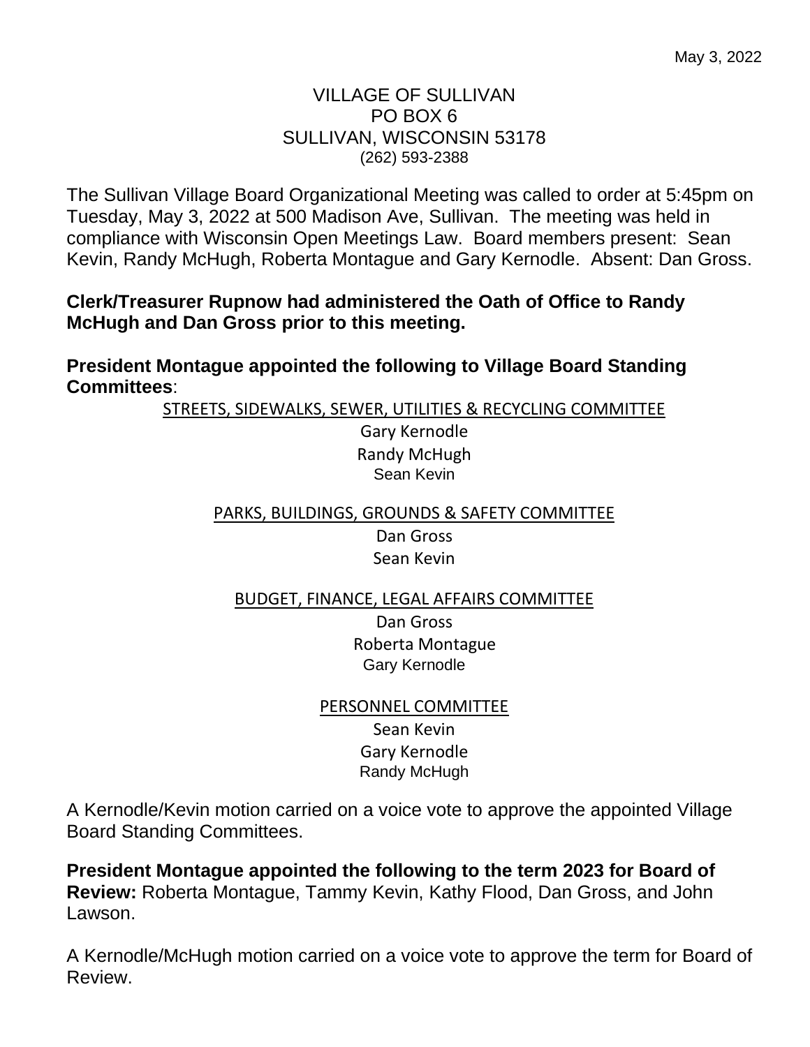May 3, 2022

VILLAGE OF SULLIVAN
PO BOX 6
SULLIVAN, WISCONSIN 53178
(262) 593-2388

The Sullivan Village Board Organizational Meeting was called to order at 5:45pm on Tuesday, May 3, 2022 at 500 Madison Ave, Sullivan. The meeting was held in compliance with Wisconsin Open Meetings Law. Board members present: Sean Kevin, Randy McHugh, Roberta Montague and Gary Kernodle. Absent: Dan Gross.

**Clerk/Treasurer Rupnow had administered the Oath of Office to Randy McHugh and Dan Gross prior to this meeting.**

**President Montague appointed the following to Village Board Standing Committees**:

STREETS, SIDEWALKS, SEWER, UTILITIES & RECYCLING COMMITTEE

Gary Kernodle
Randy McHugh
Sean Kevin

PARKS, BUILDINGS, GROUNDS & SAFETY COMMITTEE

Dan Gross
Sean Kevin

BUDGET, FINANCE, LEGAL AFFAIRS COMMITTEE

Dan Gross
Roberta Montague
Gary Kernodle

PERSONNEL COMMITTEE

Sean Kevin
Gary Kernodle
Randy McHugh

A Kernodle/Kevin motion carried on a voice vote to approve the appointed Village Board Standing Committees.

**President Montague appointed the following to the term 2023 for Board of Review:** Roberta Montague, Tammy Kevin, Kathy Flood, Dan Gross, and John Lawson.

A Kernodle/McHugh motion carried on a voice vote to approve the term for Board of Review.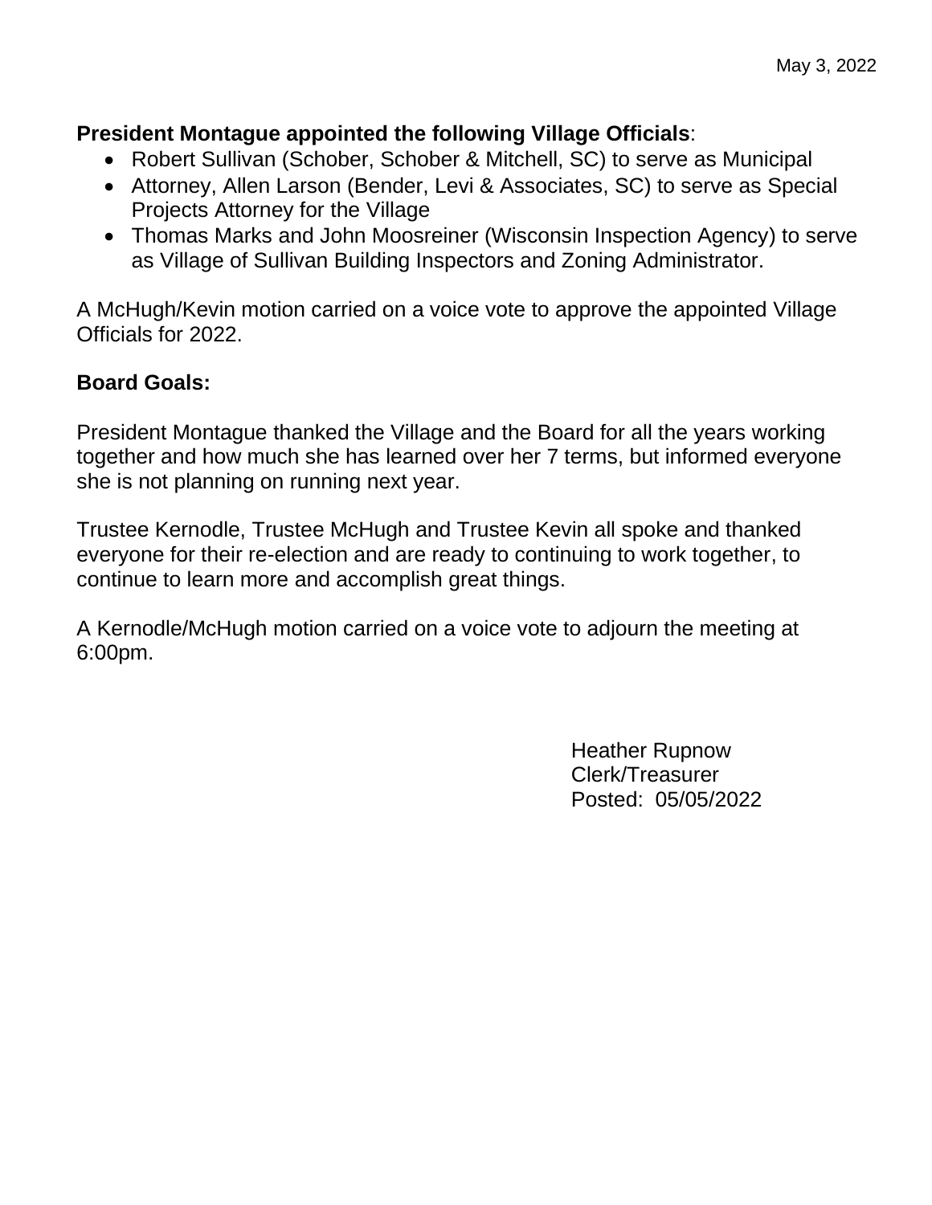**President Montague appointed the following Village Officials**:

- Robert Sullivan (Schober, Schober & Mitchell, SC) to serve as Municipal
- Attorney, Allen Larson (Bender, Levi & Associates, SC) to serve as Special Projects Attorney for the Village
- Thomas Marks and John Moosreiner (Wisconsin Inspection Agency) to serve as Village of Sullivan Building Inspectors and Zoning Administrator.

A McHugh/Kevin motion carried on a voice vote to approve the appointed Village Officials for 2022.

**Board Goals:**

President Montague thanked the Village and the Board for all the years working together and how much she has learned over her 7 terms, but informed everyone she is not planning on running next year.

Trustee Kernodle, Trustee McHugh and Trustee Kevin all spoke and thanked everyone for their re-election and are ready to continuing to work together, to continue to learn more and accomplish great things.

A Kernodle/McHugh motion carried on a voice vote to adjourn the meeting at 6:00pm.

Heather Rupnow
Clerk/Treasurer
Posted: 05/05/2022